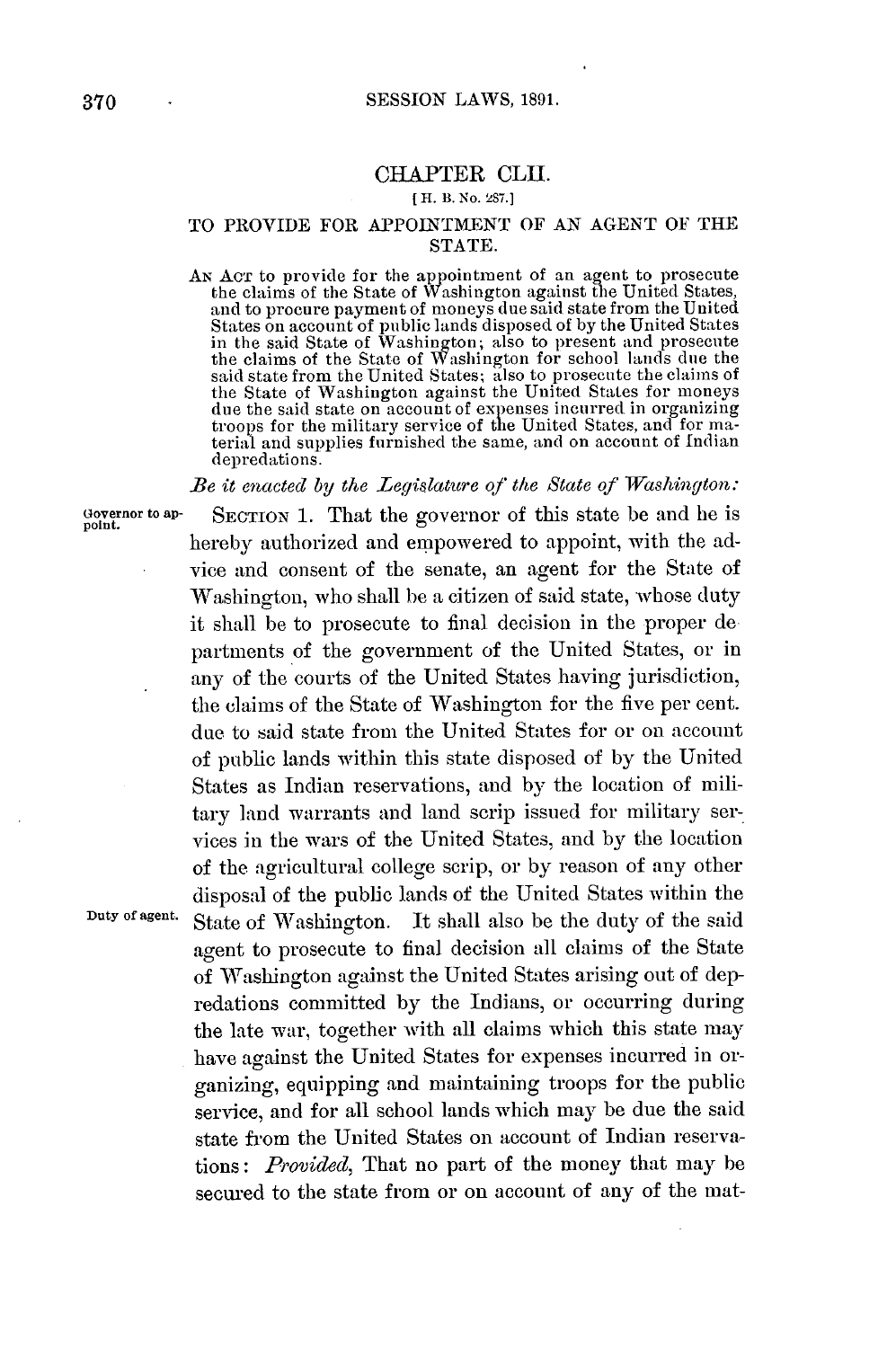# CHAPTER CLII.

[H. B. No. 287.]

## TO PROVIDE FOR APPOINTMENT OF AN AGENT OF THE STATE.

AN ACT to provide for the appointment of an agent to prosecute the claims of the State of Washington against the United States, and to procure payment of moneys due said state from the United States on account of public lands disposed of by the United States in the said State of Washington; also to present and prosecute the claims of the State of Washington for school lands due the said state from the United States; also to prosecute the claims of the State of Washington against the United States for moneys due the said state on account of expenses incurred in organizing troops for the military service of the United States, and for material and supplies furnished the same, and on account of Indian depredations.

*Be it enacted by the Legislature of the State of Washington:*

Governor to appoint.

SECTION 1. That the governor of this state be and he is hereby authorized and empowered to appoint, with the advice and consent of the senate, an agent for the State of Washington, who shall be a citizen of said state, whose duty it shall be to prosecute to final decision in the proper departments of the government of the United States, or in any of the courts of the United States having jurisdiction, the claims of the State of Washington for the five per cent. due to said state from the United States for or on account of public lands within this state disposed of by the United States as Indian reservations, and by the location of military land warrants and land scrip issued for military services in the wars of the United States, and by the location of the agricultural college scrip, or by reason of any other disposal of the public lands of the United States within the State of Washington. It shall also be the duty of the said agent to prosecute to final decision all claims of the State of Washington against the United States arising out of depredations committed by the Indians, or occurring during the late war, together with all claims which this state may have against the United States for expenses incurred in organizing, equipping and maintaining troops for the public service, and for all school lands which may be due the said state from the United States on account of Indian reservations: *Provided*, That no part of the money that may be secured to the state from or on account of any of the mat-

Duty of agent.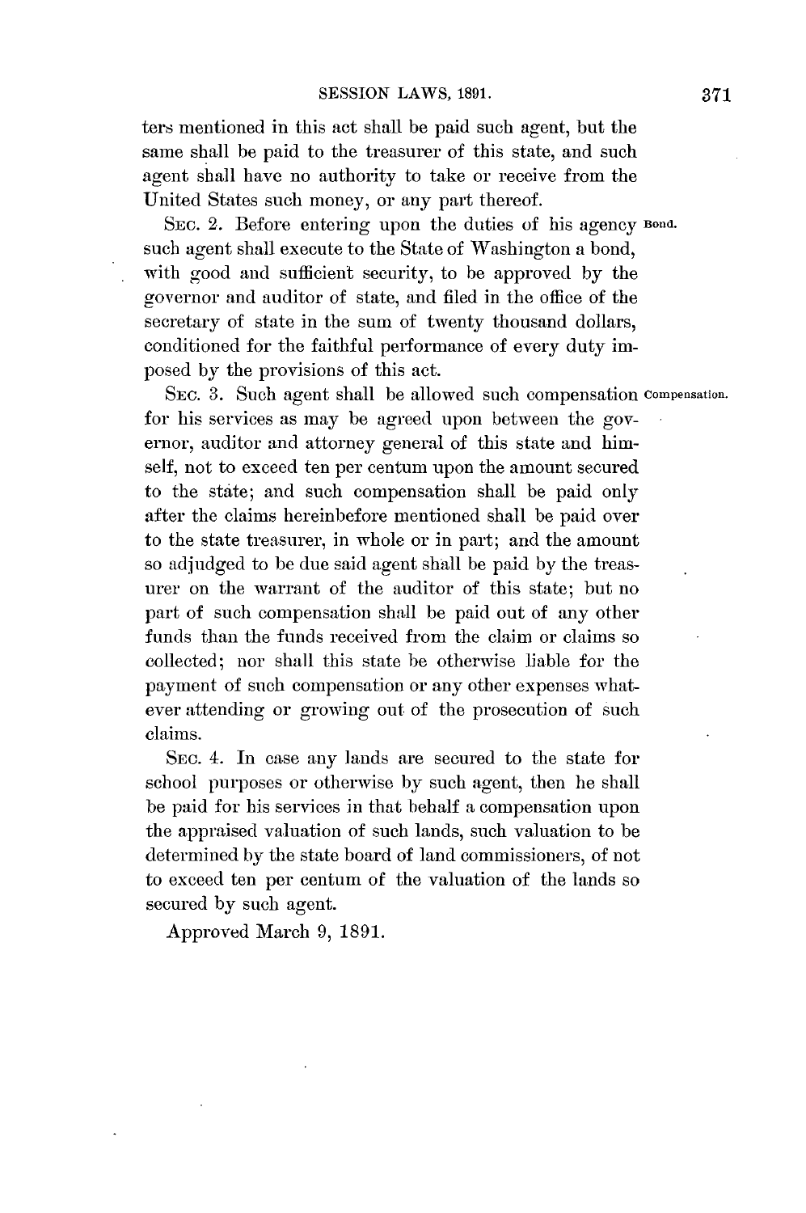ters mentioned in this act shall be paid such agent, but the same shall be paid to the treasurer of this state, and such agent shall have no authority to take or receive from the United States such money, or any part thereof.

SEC. 2. Before entering upon the duties of his agency such agent shall execute to the State of Washington a bond, with good and sufficient security, to be approved by the governor and auditor of state, and filed in the office of the secretary of state in the sum of twenty thousand dollars, conditioned for the faithful performance of every duty imposed by the provisions of this act.

SEC. 3. Such agent shall be allowed such compensation for his services as may be agreed upon between the governor, auditor and attorney general of this state and himself, not to exceed ten per centum upon the amount secured to the state; and such compensation shall be paid only after the claims hereinbefore mentioned shall be paid over to the state treasurer, in whole or in part; and the amount so adjudged to be due said agent shall be paid by the treasurer on the warrant of the auditor of this state; but no part of such compensation shall be paid out of any other funds than the funds received from the claim or claims so collected; nor shall this state be otherwise liable for the payment of such compensation or any other expenses whatever attending or growing out of the prosecution of such claims.

SEC. 4. In case any lands are secured to the state for school purposes or otherwise by such agent, then he shall be paid for his services in that behalf a compensation upon the appraised valuation of such lands, such valuation to be determined by the state board of land commissioners, of not to exceed ten per centum of the valuation of the lands so secured by such agent.

Approved March 9, 1891.